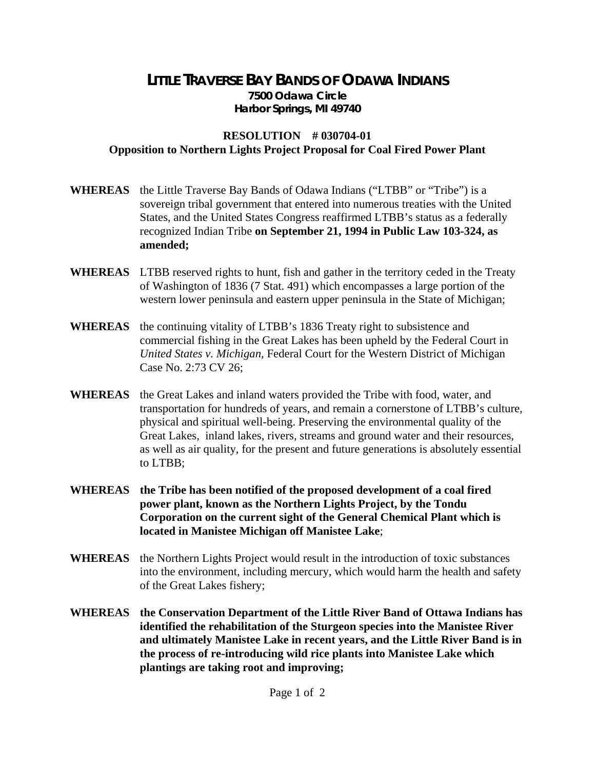# LITTLE TRAVERSE BAY BANDS OF ODAWA INDIANS

**7500 Odawa Circle**
**Harbor Springs, MI 49740**

## RESOLUTION # 030704-01
## Opposition to Northern Lights Project Proposal for Coal Fired Power Plant

**WHEREAS** the Little Traverse Bay Bands of Odawa Indians ("LTBB" or "Tribe") is a sovereign tribal government that entered into numerous treaties with the United States, and the United States Congress reaffirmed LTBB's status as a federally recognized Indian Tribe **on September 21, 1994 in Public Law 103-324, as amended;**

**WHEREAS** LTBB reserved rights to hunt, fish and gather in the territory ceded in the Treaty of Washington of 1836 (7 Stat. 491) which encompasses a large portion of the western lower peninsula and eastern upper peninsula in the State of Michigan;

**WHEREAS** the continuing vitality of LTBB's 1836 Treaty right to subsistence and commercial fishing in the Great Lakes has been upheld by the Federal Court in *United States v. Michigan*, Federal Court for the Western District of Michigan Case No. 2:73 CV 26;

**WHEREAS** the Great Lakes and inland waters provided the Tribe with food, water, and transportation for hundreds of years, and remain a cornerstone of LTBB's culture, physical and spiritual well-being. Preserving the environmental quality of the Great Lakes, inland lakes, rivers, streams and ground water and their resources, as well as air quality, for the present and future generations is absolutely essential to LTBB;

**WHEREAS** **the Tribe has been notified of the proposed development of a coal fired power plant, known as the Northern Lights Project, by the Tondu Corporation on the current sight of the General Chemical Plant which is located in Manistee Michigan off Manistee Lake**;

**WHEREAS** the Northern Lights Project would result in the introduction of toxic substances into the environment, including mercury, which would harm the health and safety of the Great Lakes fishery;

**WHEREAS** **the Conservation Department of the Little River Band of Ottawa Indians has identified the rehabilitation of the Sturgeon species into the Manistee River and ultimately Manistee Lake in recent years, and the Little River Band is in the process of re-introducing wild rice plants into Manistee Lake which plantings are taking root and improving;**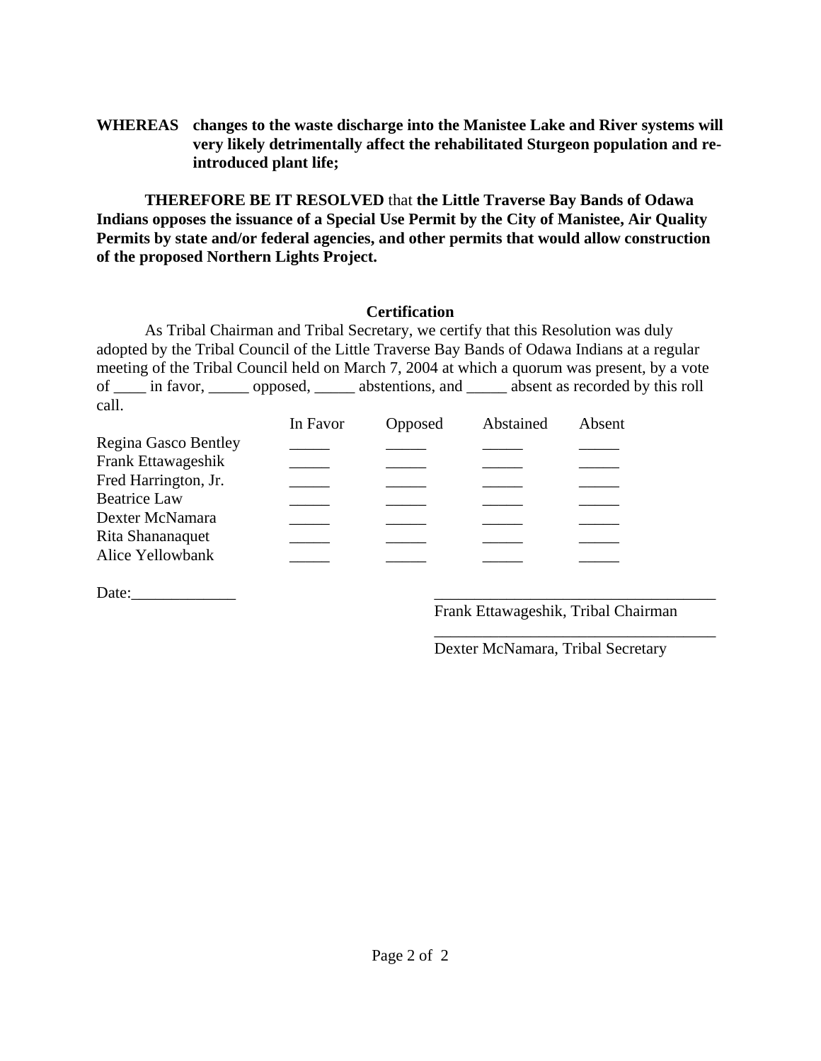**WHEREAS changes to the waste discharge into the Manistee Lake and River systems will very likely detrimentally affect the rehabilitated Sturgeon population and re-introduced plant life;**

**THEREFORE BE IT RESOLVED** that **the Little Traverse Bay Bands of Odawa Indians opposes the issuance of a Special Use Permit by the City of Manistee, Air Quality Permits by state and/or federal agencies, and other permits that would allow construction of the proposed Northern Lights Project.**

## Certification

As Tribal Chairman and Tribal Secretary, we certify that this Resolution was duly adopted by the Tribal Council of the Little Traverse Bay Bands of Odawa Indians at a regular meeting of the Tribal Council held on March 7, 2004 at which a quorum was present, by a vote of ____ in favor, _____ opposed, _____ abstentions, and _____ absent as recorded by this roll call.

| | In Favor | Opposed | Abstained | Absent |
|---|---|---|---|---|
| Regina Gasco Bentley | _____ | _____ | _____ | _____ |
| Frank Ettawageshik | _____ | _____ | _____ | _____ |
| Fred Harrington, Jr. | _____ | _____ | _____ | _____ |
| Beatrice Law | _____ | _____ | _____ | _____ |
| Dexter McNamara | _____ | _____ | _____ | _____ |
| Rita Shananaquet | _____ | _____ | _____ | _____ |
| Alice Yellowbank | _____ | _____ | _____ | _____ |

Date:_____________

___________________________________
Frank Ettawageshik, Tribal Chairman

___________________________________
Dexter McNamara, Tribal Secretary